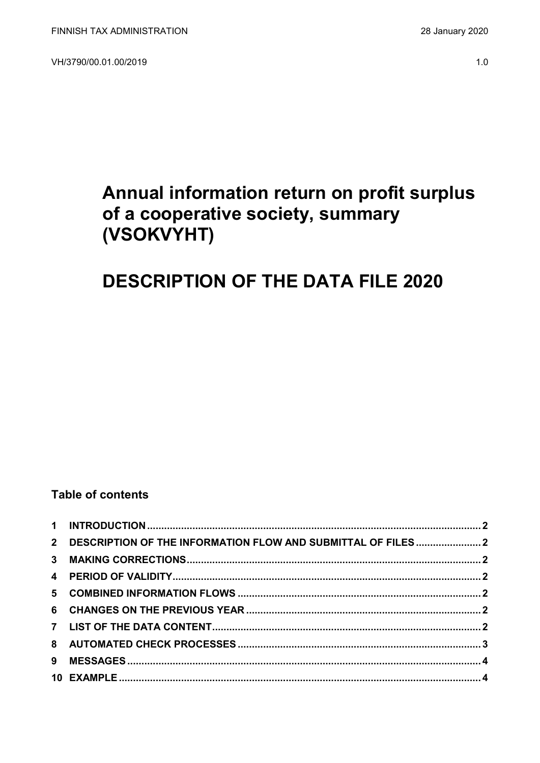FINNISH TAX ADMINISTRATION 28 January 2020

VH/3790/00.01.00/2019 1.0

# Annual information return on profit surplus of a cooperative society, summary (VSOKVYHT)

# DESCRIPTION OF THE DATA FILE 2020

## Table of contents

1 INTRODUCTION ........................................ 2
2 DESCRIPTION OF THE INFORMATION FLOW AND SUBMITTAL OF FILES ........................................ 2
3 MAKING CORRECTIONS ........................................ 2
4 PERIOD OF VALIDITY ........................................ 2
5 COMBINED INFORMATION FLOWS ........................................ 2
6 CHANGES ON THE PREVIOUS YEAR ........................................ 2
7 LIST OF THE DATA CONTENT ........................................ 2
8 AUTOMATED CHECK PROCESSES ........................................ 3
9 MESSAGES ........................................ 4
10 EXAMPLE ........................................ 4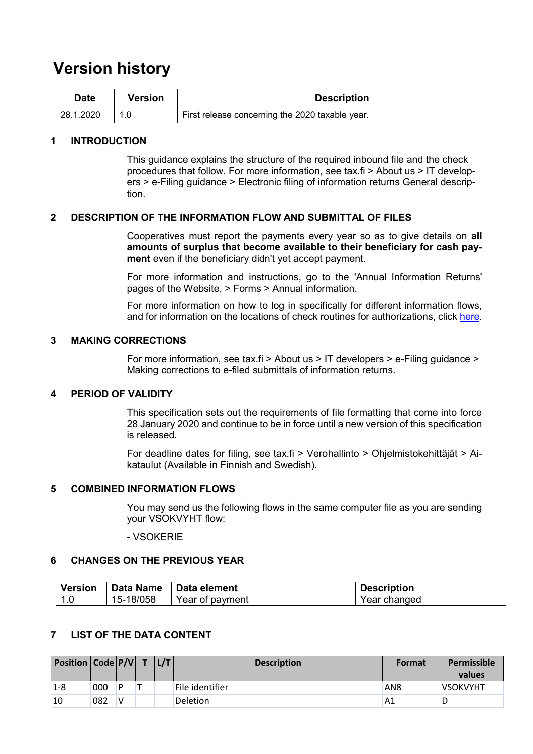# Version history

| Date | Version | Description |
|---|---|---|
| 28.1.2020 | 1.0 | First release concerning the 2020 taxable year. |

## 1 INTRODUCTION

This guidance explains the structure of the required inbound file and the check procedures that follow. For more information, see tax.fi > About us > IT developers > e-Filing guidance > Electronic filing of information returns General description.

## 2 DESCRIPTION OF THE INFORMATION FLOW AND SUBMITTAL OF FILES

Cooperatives must report the payments every year so as to give details on **all amounts of surplus that become available to their beneficiary for cash payment** even if the beneficiary didn't yet accept payment.

For more information and instructions, go to the 'Annual Information Returns' pages of the Website, > Forms > Annual information.

For more information on how to log in specifically for different information flows, and for information on the locations of check routines for authorizations, click here.

## 3 MAKING CORRECTIONS

For more information, see tax.fi > About us > IT developers > e-Filing guidance > Making corrections to e-filed submittals of information returns.

## 4 PERIOD OF VALIDITY

This specification sets out the requirements of file formatting that come into force 28 January 2020 and continue to be in force until a new version of this specification is released.

For deadline dates for filing, see tax.fi > Verohallinto > Ohjelmistokehittäjät > Aikataulut (Available in Finnish and Swedish).

## 5 COMBINED INFORMATION FLOWS

You may send us the following flows in the same computer file as you are sending your VSOKVYHT flow:

- VSOKERIE

## 6 CHANGES ON THE PREVIOUS YEAR

| Version | Data Name | Data element | Description |
|---|---|---|---|
| 1.0 | 15-18/058 | Year of payment | Year changed |

## 7 LIST OF THE DATA CONTENT

| Position | Code | P/V | T | L/T | Description | Format | Permissible values |
|---|---|---|---|---|---|---|---|
| 1-8 | 000 | P | T | | File identifier | AN8 | VSOKVYHT |
| 10 | 082 | V | | | Deletion | A1 | D |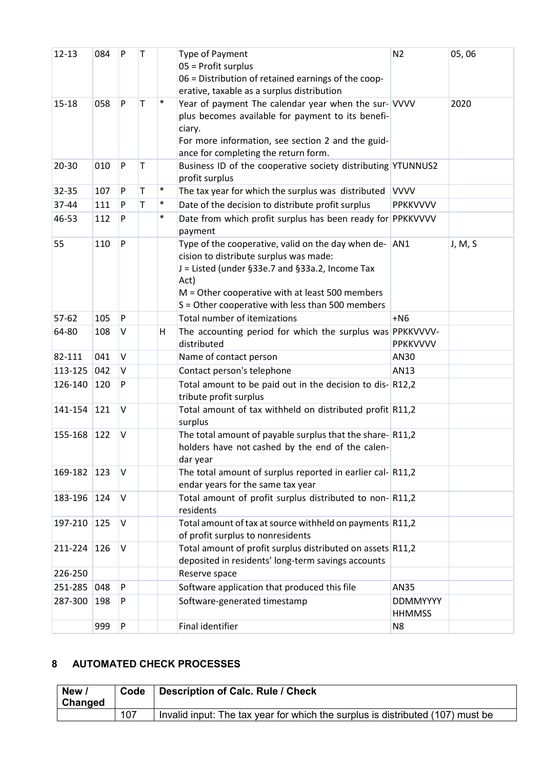| 12-13 | 084 | P | T | | Type of Payment<br>05 = Profit surplus<br>06 = Distribution of retained earnings of the coop-erative, taxable as a surplus distribution | N2 | 05, 06 |
|---|---|---|---|---|---|---|---|
| 15-18 | 058 | P | T | * | Year of payment The calendar year when the sur-plus becomes available for payment to its benefi-ciary.<br>For more information, see section 2 and the guid-ance for completing the return form. | VVVV | 2020 |
| 20-30 | 010 | P | T | | Business ID of the cooperative society distributing profit surplus | YTUNNUS2 | |
| 32-35 | 107 | P | T | * | The tax year for which the surplus was distributed | VVVV | |
| 37-44 | 111 | P | T | * | Date of the decision to distribute profit surplus | PPKKVVVV | |
| 46-53 | 112 | P | | * | Date from which profit surplus has been ready for payment | PPKKVVVV | |
| 55 | 110 | P | | | Type of the cooperative, valid on the day when de-cision to distribute surplus was made:<br>J = Listed (under §33e.7 and §33a.2, Income Tax Act)<br>M = Other cooperative with at least 500 members<br>S = Other cooperative with less than 500 members | AN1 | J, M, S |
| 57-62 | 105 | P | | | Total number of itemizations | +N6 | |
| 64-80 | 108 | V | | H | The accounting period for which the surplus was distributed | PPKKVVVV-PPKKVVVV | |
| 82-111 | 041 | V | | | Name of contact person | AN30 | |
| 113-125 | 042 | V | | | Contact person's telephone | AN13 | |
| 126-140 | 120 | P | | | Total amount to be paid out in the decision to dis-tribute profit surplus | R12,2 | |
| 141-154 | 121 | V | | | Total amount of tax withheld on distributed profit surplus | R11,2 | |
| 155-168 | 122 | V | | | The total amount of payable surplus that the share-holders have not cashed by the end of the calen-dar year | R11,2 | |
| 169-182 | 123 | V | | | The total amount of surplus reported in earlier cal-endar years for the same tax year | R11,2 | |
| 183-196 | 124 | V | | | Total amount of profit surplus distributed to non-residents | R11,2 | |
| 197-210 | 125 | V | | | Total amount of tax at source withheld on payments of profit surplus to nonresidents | R11,2 | |
| 211-224 | 126 | V | | | Total amount of profit surplus distributed on assets deposited in residents' long-term savings accounts | R11,2 | |
| 226-250 | | | | | Reserve space | | |
| 251-285 | 048 | P | | | Software application that produced this file | AN35 | |
| 287-300 | 198 | P | | | Software-generated timestamp | DDMMYYYY HHMMSS | |
| | 999 | P | | | Final identifier | N8 | |

## 8 AUTOMATED CHECK PROCESSES

| New / Changed | Code | Description of Calc. Rule / Check |
|---|---|---|
| | 107 | Invalid input: The tax year for which the surplus is distributed (107) must be |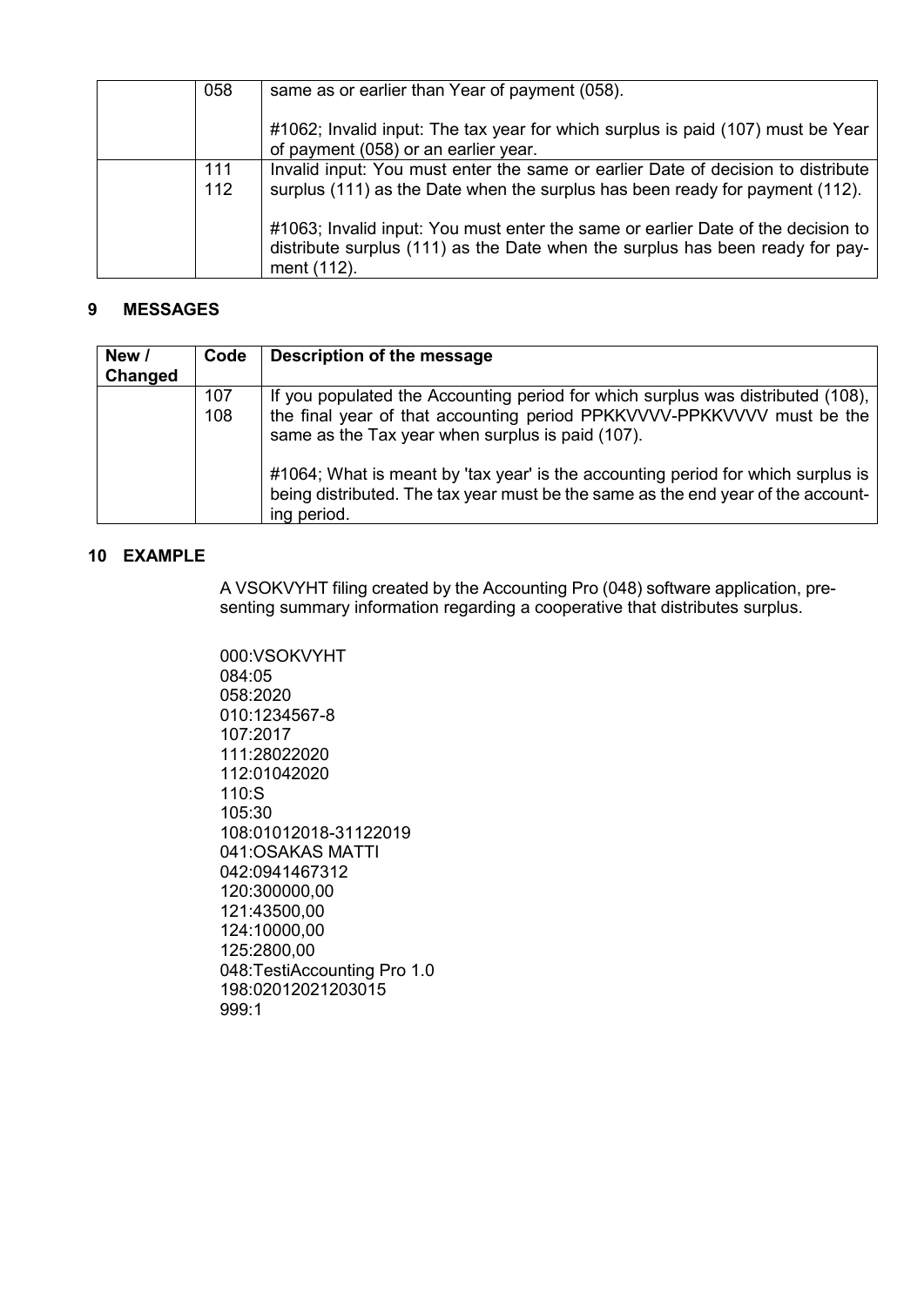| | | |
|---|---|---|
| | 058 | same as or earlier than Year of payment (058).<br><br>#1062; Invalid input: The tax year for which surplus is paid (107) must be Year of payment (058) or an earlier year. |
| | 111<br>112 | Invalid input: You must enter the same or earlier Date of decision to distribute surplus (111) as the Date when the surplus has been ready for payment (112).<br><br>#1063; Invalid input: You must enter the same or earlier Date of the decision to distribute surplus (111) as the Date when the surplus has been ready for payment (112). |

## 9 MESSAGES

| New / Changed | Code | Description of the message |
|---|---|---|
| | 107<br>108 | If you populated the Accounting period for which surplus was distributed (108), the final year of that accounting period PPKKVVVV-PPKKVVVV must be the same as the Tax year when surplus is paid (107).<br><br>#1064; What is meant by 'tax year' is the accounting period for which surplus is being distributed. The tax year must be the same as the end year of the accounting period. |

## 10 EXAMPLE

A VSOKVYHT filing created by the Accounting Pro (048) software application, presenting summary information regarding a cooperative that distributes surplus.

```
000:VSOKVYHT
084:05
058:2020
010:1234567-8
107:2017
111:28022020
112:01042020
110:S
105:30
108:01012018-31122019
041:OSAKAS MATTI
042:0941467312
120:300000,00
121:43500,00
124:10000,00
125:2800,00
048:TestiAccounting Pro 1.0
198:02012021203015
999:1
```